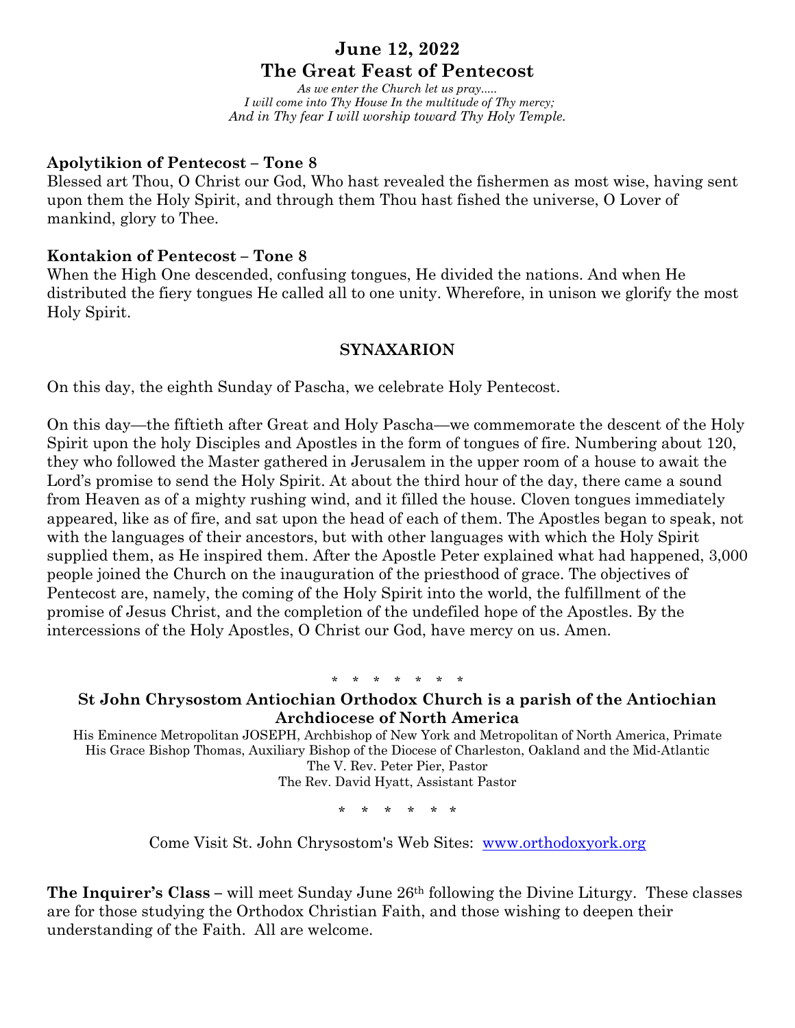# June 12, 2022
# The Great Feast of Pentecost

*As we enter the Church let us pray.....*
*I will come into Thy House In the multitude of Thy mercy;*
*And in Thy fear I will worship toward Thy Holy Temple.*

**Apolytikion of Pentecost – Tone 8**
Blessed art Thou, O Christ our God, Who hast revealed the fishermen as most wise, having sent upon them the Holy Spirit, and through them Thou hast fished the universe, O Lover of mankind, glory to Thee.

**Kontakion of Pentecost – Tone 8**
When the High One descended, confusing tongues, He divided the nations. And when He distributed the fiery tongues He called all to one unity. Wherefore, in unison we glorify the most Holy Spirit.

**SYNAXARION**

On this day, the eighth Sunday of Pascha, we celebrate Holy Pentecost.

On this day—the fiftieth after Great and Holy Pascha—we commemorate the descent of the Holy Spirit upon the holy Disciples and Apostles in the form of tongues of fire. Numbering about 120, they who followed the Master gathered in Jerusalem in the upper room of a house to await the Lord's promise to send the Holy Spirit. At about the third hour of the day, there came a sound from Heaven as of a mighty rushing wind, and it filled the house. Cloven tongues immediately appeared, like as of fire, and sat upon the head of each of them. The Apostles began to speak, not with the languages of their ancestors, but with other languages with which the Holy Spirit supplied them, as He inspired them. After the Apostle Peter explained what had happened, 3,000 people joined the Church on the inauguration of the priesthood of grace. The objectives of Pentecost are, namely, the coming of the Holy Spirit into the world, the fulfillment of the promise of Jesus Christ, and the completion of the undefiled hope of the Apostles. By the intercessions of the Holy Apostles, O Christ our God, have mercy on us. Amen.

\* \* \* \* \* \* \*

**St John Chrysostom Antiochian Orthodox Church is a parish of the Antiochian Archdiocese of North America**

His Eminence Metropolitan JOSEPH, Archbishop of New York and Metropolitan of North America, Primate
His Grace Bishop Thomas, Auxiliary Bishop of the Diocese of Charleston, Oakland and the Mid-Atlantic
The V. Rev. Peter Pier, Pastor
The Rev. David Hyatt, Assistant Pastor

\* \* \* \* \* \*

Come Visit St. John Chrysostom's Web Sites: [www.orthodoxyork.org](http://www.orthodoxyork.org)

**The Inquirer's Class** – will meet Sunday June 26th following the Divine Liturgy. These classes are for those studying the Orthodox Christian Faith, and those wishing to deepen their understanding of the Faith. All are welcome.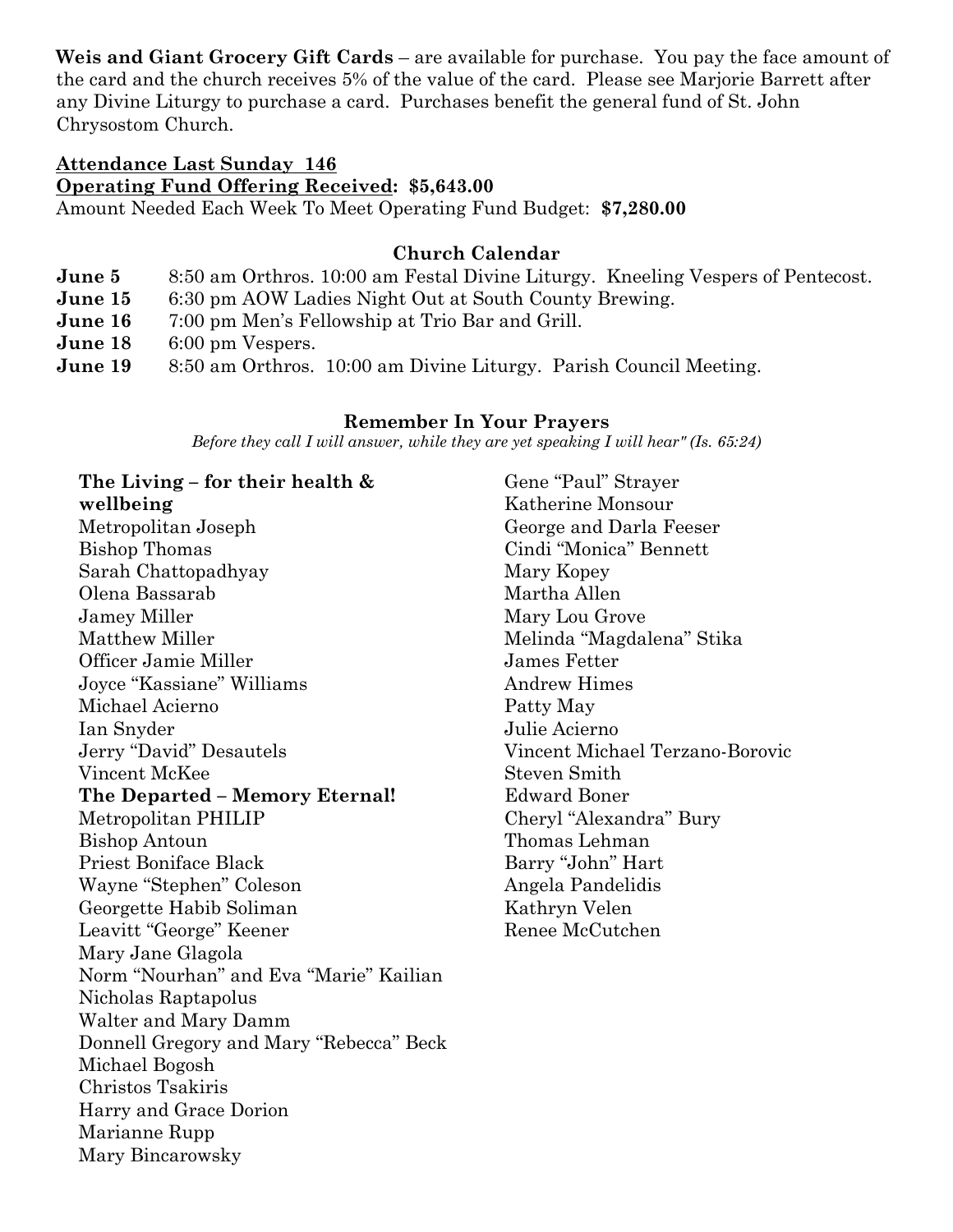**Weis and Giant Grocery Gift Cards** – are available for purchase. You pay the face amount of the card and the church receives 5% of the value of the card. Please see Marjorie Barrett after any Divine Liturgy to purchase a card. Purchases benefit the general fund of St. John Chrysostom Church.

**Attendance Last Sunday 146**
**Operating Fund Offering Received: $5,643.00**
Amount Needed Each Week To Meet Operating Fund Budget: **$7,280.00**

## Church Calendar

**June 5** 8:50 am Orthros. 10:00 am Festal Divine Liturgy. Kneeling Vespers of Pentecost.
**June 15** 6:30 pm AOW Ladies Night Out at South County Brewing.
**June 16** 7:00 pm Men's Fellowship at Trio Bar and Grill.
**June 18** 6:00 pm Vespers.
**June 19** 8:50 am Orthros. 10:00 am Divine Liturgy. Parish Council Meeting.

## Remember In Your Prayers

*Before they call I will answer, while they are yet speaking I will hear" (Is. 65:24)*

**The Living – for their health & wellbeing**
Metropolitan Joseph
Bishop Thomas
Sarah Chattopadhyay
Olena Bassarab
Jamey Miller
Matthew Miller
Officer Jamie Miller
Joyce "Kassiane" Williams
Michael Acierno
Ian Snyder
Jerry "David" Desautels
Vincent McKee

**The Departed – Memory Eternal!**
Metropolitan PHILIP
Bishop Antoun
Priest Boniface Black
Wayne "Stephen" Coleson
Georgette Habib Soliman
Leavitt "George" Keener
Mary Jane Glagola
Norm "Nourhan" and Eva "Marie" Kailian
Nicholas Raptapolus
Walter and Mary Damm
Donnell Gregory and Mary "Rebecca" Beck
Michael Bogosh
Christos Tsakiris
Harry and Grace Dorion
Marianne Rupp
Mary Bincarowsky
Gene "Paul" Strayer
Katherine Monsour
George and Darla Feeser
Cindi "Monica" Bennett
Mary Kopey
Martha Allen
Mary Lou Grove
Melinda "Magdalena" Stika
James Fetter
Andrew Himes
Patty May
Julie Acierno
Vincent Michael Terzano-Borovic
Steven Smith
Edward Boner
Cheryl "Alexandra" Bury
Thomas Lehman
Barry "John" Hart
Angela Pandelidis
Kathryn Velen
Renee McCutchen